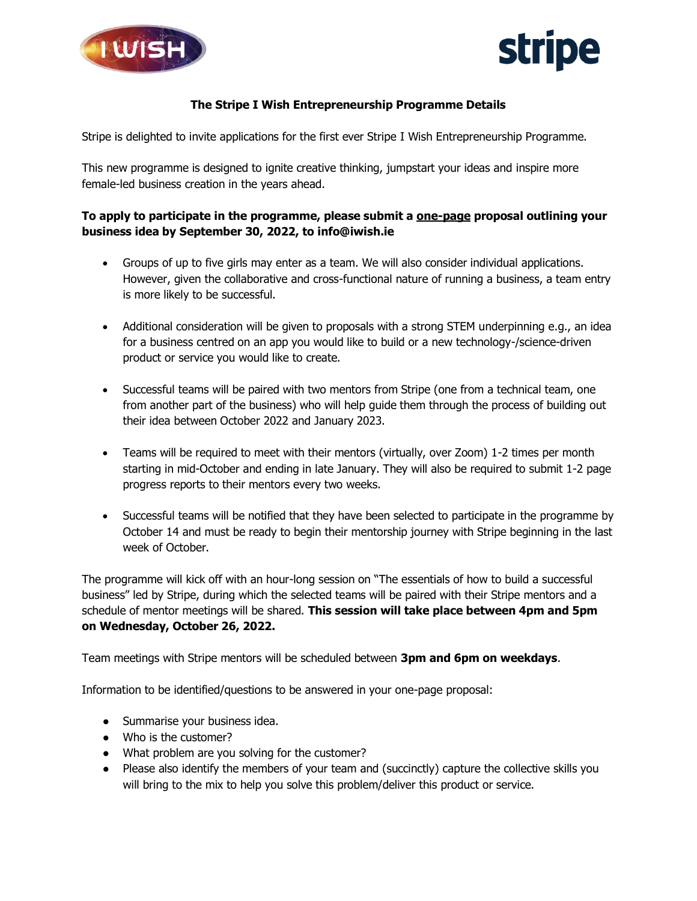**The Stripe I Wish Entrepreneurship Programme Details**

Stripe is delighted to invite applications for the first ever Stripe I Wish Entrepreneurship Programme.

This new programme is designed to ignite creative thinking, jumpstart your ideas and inspire more female-led business creation in the years ahead.

**To apply to participate in the programme, please submit a one-page proposal outlining your business idea by September 30, 2022, to info@iwish.ie**

- Groups of up to five girls may enter as a team. We will also consider individual applications. However, given the collaborative and cross-functional nature of running a business, a team entry is more likely to be successful.
- Additional consideration will be given to proposals with a strong STEM underpinning e.g., an idea for a business centred on an app you would like to build or a new technology-/science-driven product or service you would like to create.
- Successful teams will be paired with two mentors from Stripe (one from a technical team, one from another part of the business) who will help guide them through the process of building out their idea between October 2022 and January 2023.
- Teams will be required to meet with their mentors (virtually, over Zoom) 1-2 times per month starting in mid-October and ending in late January. They will also be required to submit 1-2 page progress reports to their mentors every two weeks.
- Successful teams will be notified that they have been selected to participate in the programme by October 14 and must be ready to begin their mentorship journey with Stripe beginning in the last week of October.

The programme will kick off with an hour-long session on "The essentials of how to build a successful business" led by Stripe, during which the selected teams will be paired with their Stripe mentors and a schedule of mentor meetings will be shared. **This session will take place between 4pm and 5pm on Wednesday, October 26, 2022.**

Team meetings with Stripe mentors will be scheduled between **3pm and 6pm on weekdays**.

Information to be identified/questions to be answered in your one-page proposal:

- Summarise your business idea.
- Who is the customer?
- What problem are you solving for the customer?
- Please also identify the members of your team and (succinctly) capture the collective skills you will bring to the mix to help you solve this problem/deliver this product or service.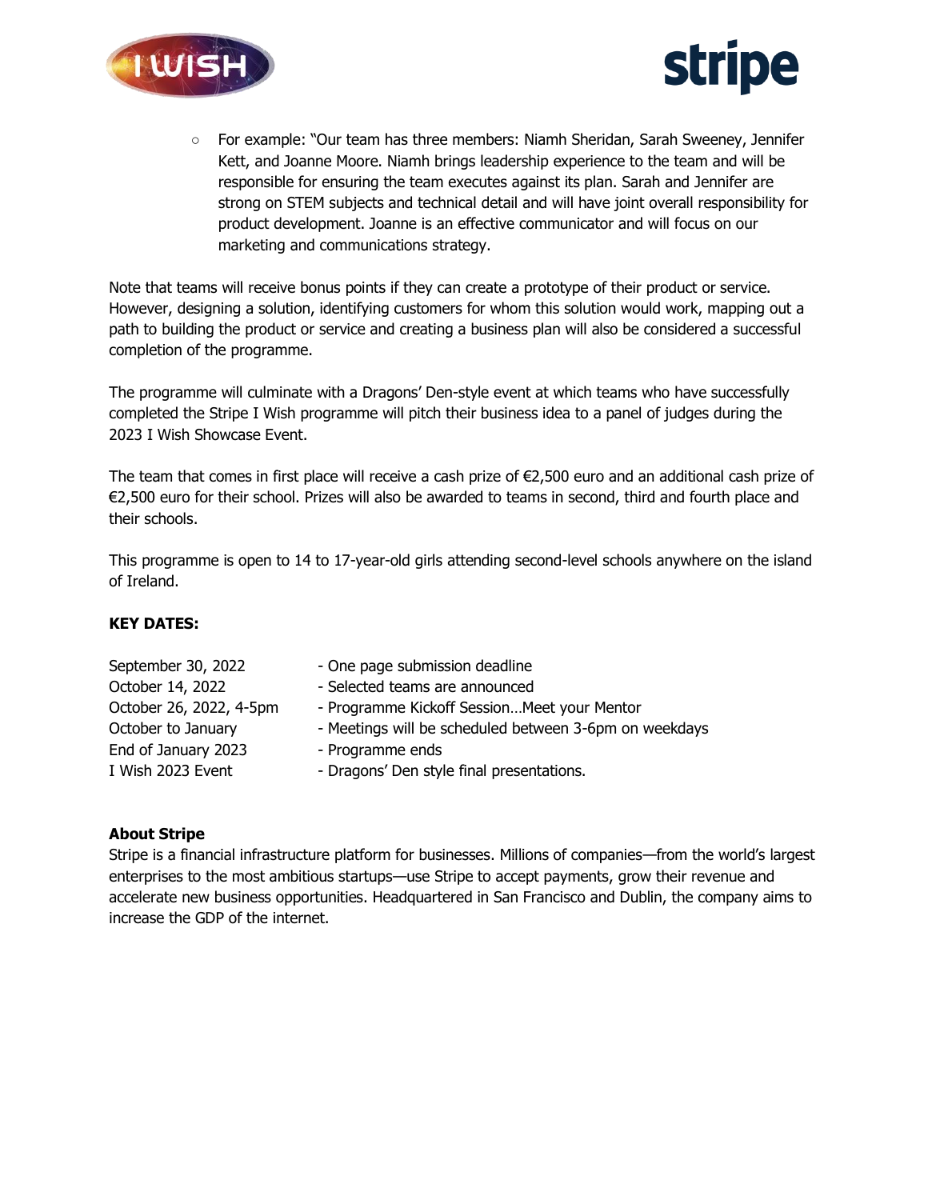- For example: "Our team has three members: Niamh Sheridan, Sarah Sweeney, Jennifer Kett, and Joanne Moore. Niamh brings leadership experience to the team and will be responsible for ensuring the team executes against its plan. Sarah and Jennifer are strong on STEM subjects and technical detail and will have joint overall responsibility for product development. Joanne is an effective communicator and will focus on our marketing and communications strategy.

Note that teams will receive bonus points if they can create a prototype of their product or service. However, designing a solution, identifying customers for whom this solution would work, mapping out a path to building the product or service and creating a business plan will also be considered a successful completion of the programme.

The programme will culminate with a Dragons' Den-style event at which teams who have successfully completed the Stripe I Wish programme will pitch their business idea to a panel of judges during the 2023 I Wish Showcase Event.

The team that comes in first place will receive a cash prize of €2,500 euro and an additional cash prize of €2,500 euro for their school. Prizes will also be awarded to teams in second, third and fourth place and their schools.

This programme is open to 14 to 17-year-old girls attending second-level schools anywhere on the island of Ireland.

**KEY DATES:**

| | |
|---|---|
| September 30, 2022 | - One page submission deadline |
| October 14, 2022 | - Selected teams are announced |
| October 26, 2022, 4-5pm | - Programme Kickoff Session…Meet your Mentor |
| October to January | - Meetings will be scheduled between 3-6pm on weekdays |
| End of January 2023 | - Programme ends |
| I Wish 2023 Event | - Dragons' Den style final presentations. |

**About Stripe**

Stripe is a financial infrastructure platform for businesses. Millions of companies—from the world's largest enterprises to the most ambitious startups—use Stripe to accept payments, grow their revenue and accelerate new business opportunities. Headquartered in San Francisco and Dublin, the company aims to increase the GDP of the internet.